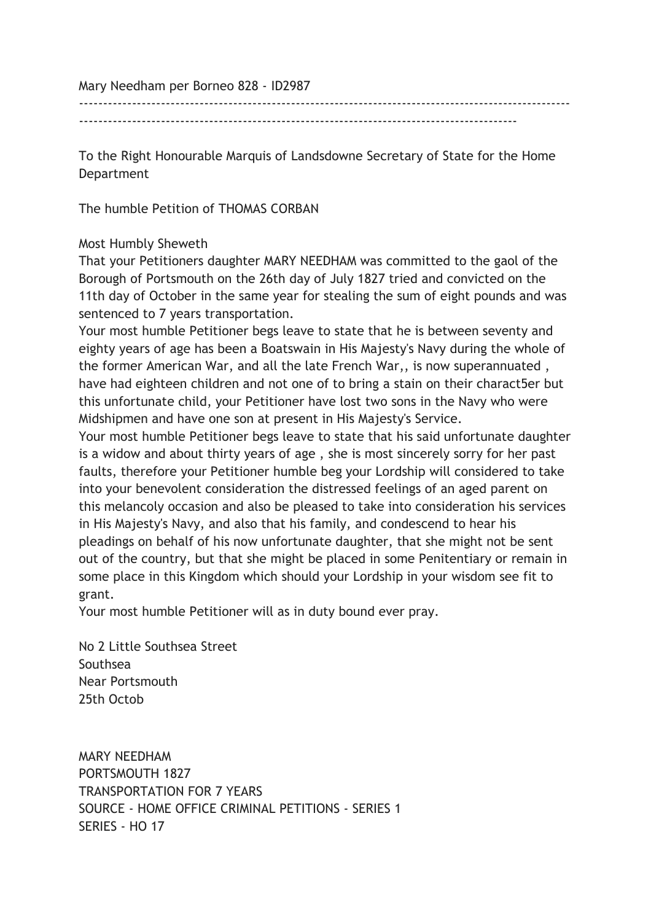Mary Needham per Borneo 828 - ID2987

----------------------------------------------------------------------------------------------------
------------------------------------------------------------------------------------------

To the Right Honourable Marquis of Landsdowne Secretary of State for the Home Department

The humble Petition of THOMAS CORBAN

Most Humbly Sheweth

That your Petitioners daughter MARY NEEDHAM was committed to the gaol of the Borough of Portsmouth on the 26th day of July 1827 tried and convicted on the 11th day of October in the same year for stealing the sum of eight pounds and was sentenced to 7 years transportation.

Your most humble Petitioner begs leave to state that he is between seventy and eighty years of age has been a Boatswain in His Majesty's Navy during the whole of the former American War, and all the late French War,, is now superannuated , have had eighteen children and not one of to bring a stain on their charact5er but this unfortunate child, your Petitioner have lost two sons in the Navy who were Midshipmen and have one son at present in His Majesty's Service.

Your most humble Petitioner begs leave to state that his said unfortunate daughter is a widow and about thirty years of age , she is most sincerely sorry for her past faults, therefore your Petitioner humble beg your Lordship will considered to take into your benevolent consideration the distressed feelings of an aged parent on this melancoly occasion and also be pleased to take into consideration his services in His Majesty's Navy, and also that his family, and condescend to hear his pleadings on behalf of his now unfortunate daughter, that she might not be sent out of the country, but that she might be placed in some Penitentiary or remain in some place in this Kingdom which should your Lordship in your wisdom see fit to grant.

Your most humble Petitioner will as in duty bound ever pray.

No 2 Little Southsea Street
Southsea
Near Portsmouth
25th Octob

MARY NEEDHAM
PORTSMOUTH 1827
TRANSPORTATION FOR 7 YEARS
SOURCE - HOME OFFICE CRIMINAL PETITIONS - SERIES 1
SERIES - HO 17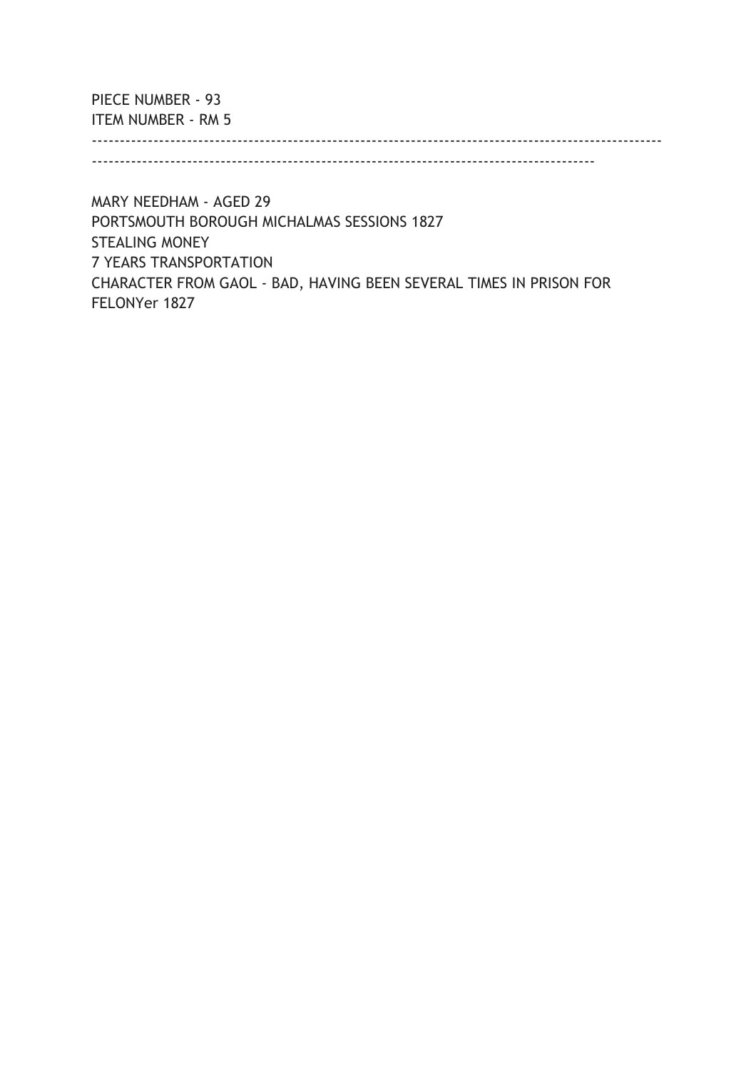PIECE NUMBER - 93
ITEM NUMBER - RM 5

---

MARY NEEDHAM - AGED 29
PORTSMOUTH BOROUGH MICHALMAS SESSIONS 1827
STEALING MONEY
7 YEARS TRANSPORTATION
CHARACTER FROM GAOL - BAD, HAVING BEEN SEVERAL TIMES IN PRISON FOR FELONYer 1827